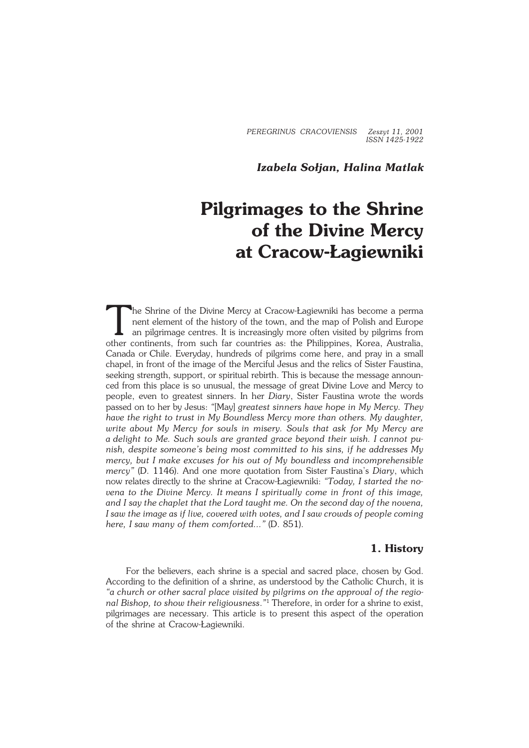PEREGRINUS CRACOVIENSIS Zeszyt 11, 2001
ISSN 1425-1922

***Izabela Sołjan, Halina Matlak***

# Pilgrimages to the Shrine of the Divine Mercy at Cracow-Łagiewniki

The Shrine of the Divine Mercy at Cracow-Łagiewniki has become a permanent element of the history of the town, and the map of Polish and European pilgrimage centres. It is increasingly more often visited by pilgrims from other continents, from such far countries as: the Philippines, Korea, Australia, Canada or Chile. Everyday, hundreds of pilgrims come here, and pray in a small chapel, in front of the image of the Merciful Jesus and the relics of Sister Faustina, seeking strength, support, or spiritual rebirth. This is because the message announced from this place is so unusual, the message of great Divine Love and Mercy to people, even to greatest sinners. In her *Diary*, Sister Faustina wrote the words passed on to her by Jesus: "[May] *greatest sinners have hope in My Mercy. They have the right to trust in My Boundless Mercy more than others. My daughter, write about My Mercy for souls in misery. Souls that ask for My Mercy are a delight to Me. Such souls are granted grace beyond their wish. I cannot punish, despite someone's being most committed to his sins, if he addresses My mercy, but I make excuses for his out of My boundless and incomprehensible mercy"* (D. 1146). And one more quotation from Sister Faustina's *Diary*, which now relates directly to the shrine at Cracow-Łagiewniki: *"Today, I started the novena to the Divine Mercy. It means I spiritually come in front of this image, and I say the chaplet that the Lord taught me. On the second day of the novena, I saw the image as if live, covered with votes, and I saw crowds of people coming here, I saw many of them comforted..."* (D. 851).

## 1. History

For the believers, each shrine is a special and sacred place, chosen by God. According to the definition of a shrine, as understood by the Catholic Church, it is *"a church or other sacral place visited by pilgrims on the approval of the regional Bishop, to show their religiousness."*[1] Therefore, in order for a shrine to exist, pilgrimages are necessary. This article is to present this aspect of the operation of the shrine at Cracow-Łagiewniki.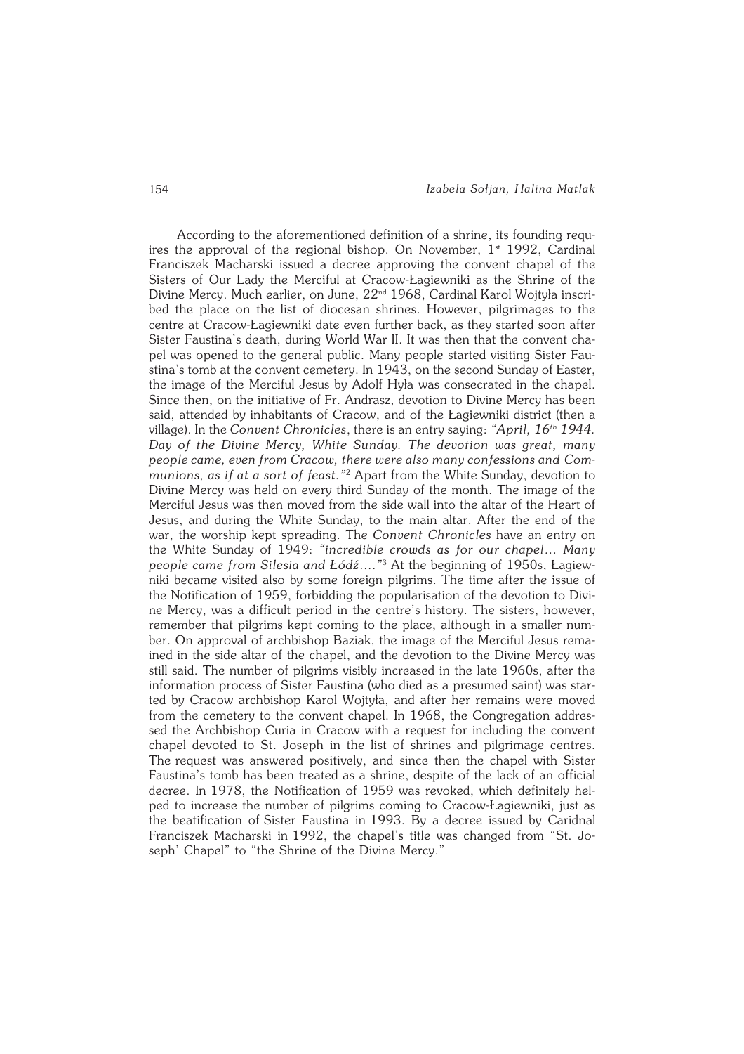According to the aforementioned definition of a shrine, its founding requires the approval of the regional bishop. On November, 1st 1992, Cardinal Franciszek Macharski issued a decree approving the convent chapel of the Sisters of Our Lady the Merciful at Cracow-Łagiewniki as the Shrine of the Divine Mercy. Much earlier, on June, 22nd 1968, Cardinal Karol Wojtyła inscribed the place on the list of diocesan shrines. However, pilgrimages to the centre at Cracow-Łagiewniki date even further back, as they started soon after Sister Faustina's death, during World War II. It was then that the convent chapel was opened to the general public. Many people started visiting Sister Faustina's tomb at the convent cemetery. In 1943, on the second Sunday of Easter, the image of the Merciful Jesus by Adolf Hyła was consecrated in the chapel. Since then, on the initiative of Fr. Andrasz, devotion to Divine Mercy has been said, attended by inhabitants of Cracow, and of the Łagiewniki district (then a village). In the *Convent Chronicles*, there is an entry saying: *"April, 16th 1944. Day of the Divine Mercy, White Sunday. The devotion was great, many people came, even from Cracow, there were also many confessions and Communions, as if at a sort of feast."*[2] Apart from the White Sunday, devotion to Divine Mercy was held on every third Sunday of the month. The image of the Merciful Jesus was then moved from the side wall into the altar of the Heart of Jesus, and during the White Sunday, to the main altar. After the end of the war, the worship kept spreading. The *Convent Chronicles* have an entry on the White Sunday of 1949: *"incredible crowds as for our chapel… Many people came from Silesia and Łódź…."*[3] At the beginning of 1950s, Łagiewniki became visited also by some foreign pilgrims. The time after the issue of the Notification of 1959, forbidding the popularisation of the devotion to Divine Mercy, was a difficult period in the centre's history. The sisters, however, remember that pilgrims kept coming to the place, although in a smaller number. On approval of archbishop Baziak, the image of the Merciful Jesus remained in the side altar of the chapel, and the devotion to the Divine Mercy was still said. The number of pilgrims visibly increased in the late 1960s, after the information process of Sister Faustina (who died as a presumed saint) was started by Cracow archbishop Karol Wojtyła, and after her remains were moved from the cemetery to the convent chapel. In 1968, the Congregation addressed the Archbishop Curia in Cracow with a request for including the convent chapel devoted to St. Joseph in the list of shrines and pilgrimage centres. The request was answered positively, and since then the chapel with Sister Faustina's tomb has been treated as a shrine, despite of the lack of an official decree. In 1978, the Notification of 1959 was revoked, which definitely helped to increase the number of pilgrims coming to Cracow-Łagiewniki, just as the beatification of Sister Faustina in 1993. By a decree issued by Caridnal Franciszek Macharski in 1992, the chapel's title was changed from "St. Joseph' Chapel" to "the Shrine of the Divine Mercy."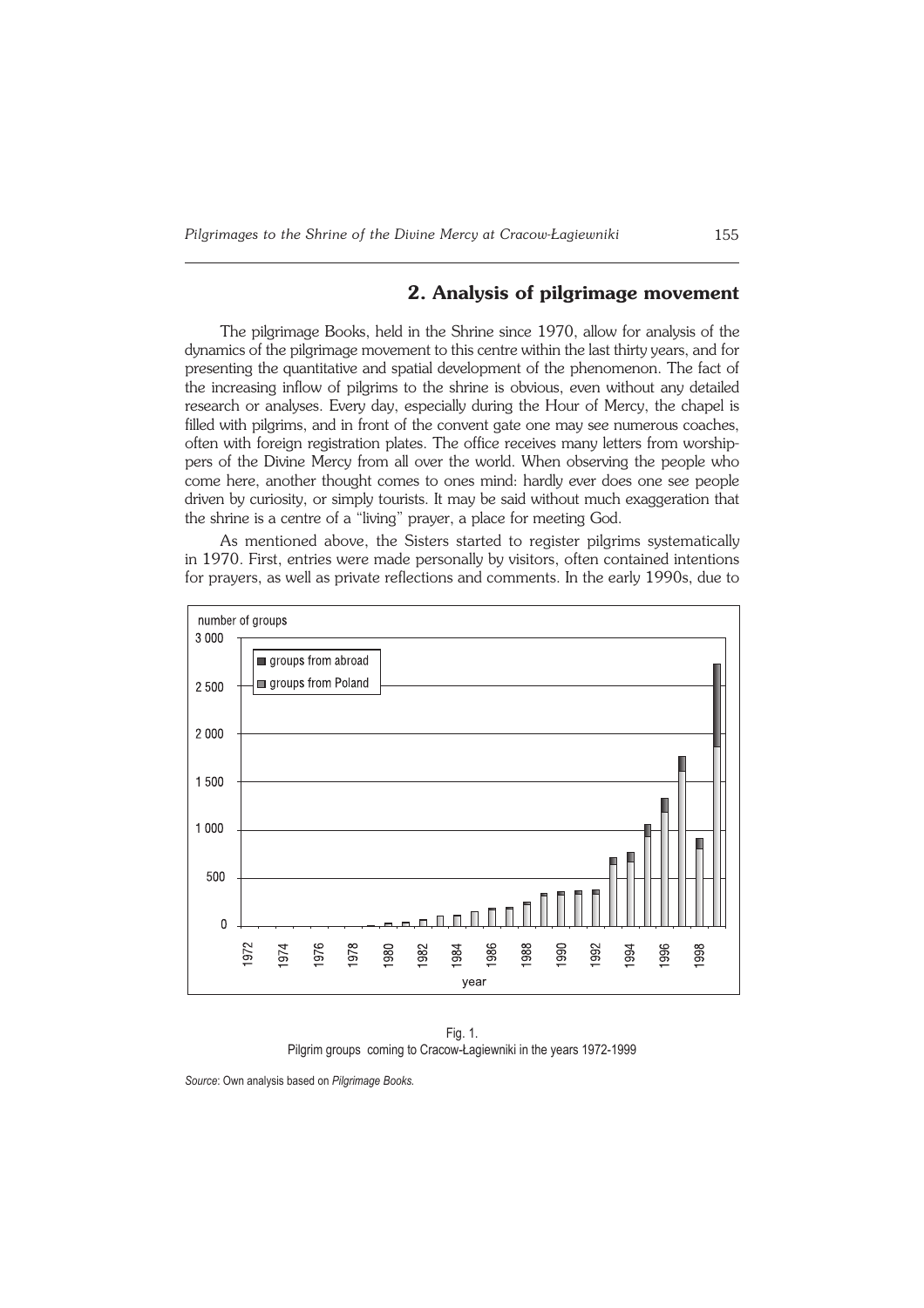## 2. Analysis of pilgrimage movement

The pilgrimage Books, held in the Shrine since 1970, allow for analysis of the dynamics of the pilgrimage movement to this centre within the last thirty years, and for presenting the quantitative and spatial development of the phenomenon. The fact of the increasing inflow of pilgrims to the shrine is obvious, even without any detailed research or analyses. Every day, especially during the Hour of Mercy, the chapel is filled with pilgrims, and in front of the convent gate one may see numerous coaches, often with foreign registration plates. The office receives many letters from worshippers of the Divine Mercy from all over the world. When observing the people who come here, another thought comes to ones mind: hardly ever does one see people driven by curiosity, or simply tourists. It may be said without much exaggeration that the shrine is a centre of a "living" prayer, a place for meeting God.

As mentioned above, the Sisters started to register pilgrims systematically in 1970. First, entries were made personally by visitors, often contained intentions for prayers, as well as private reflections and comments. In the early 1990s, due to

Fig. 1.
Pilgrim groups coming to Cracow-Łagiewniki in the years 1972-1999

*Source*: Own analysis based on *Pilgrimage Books.*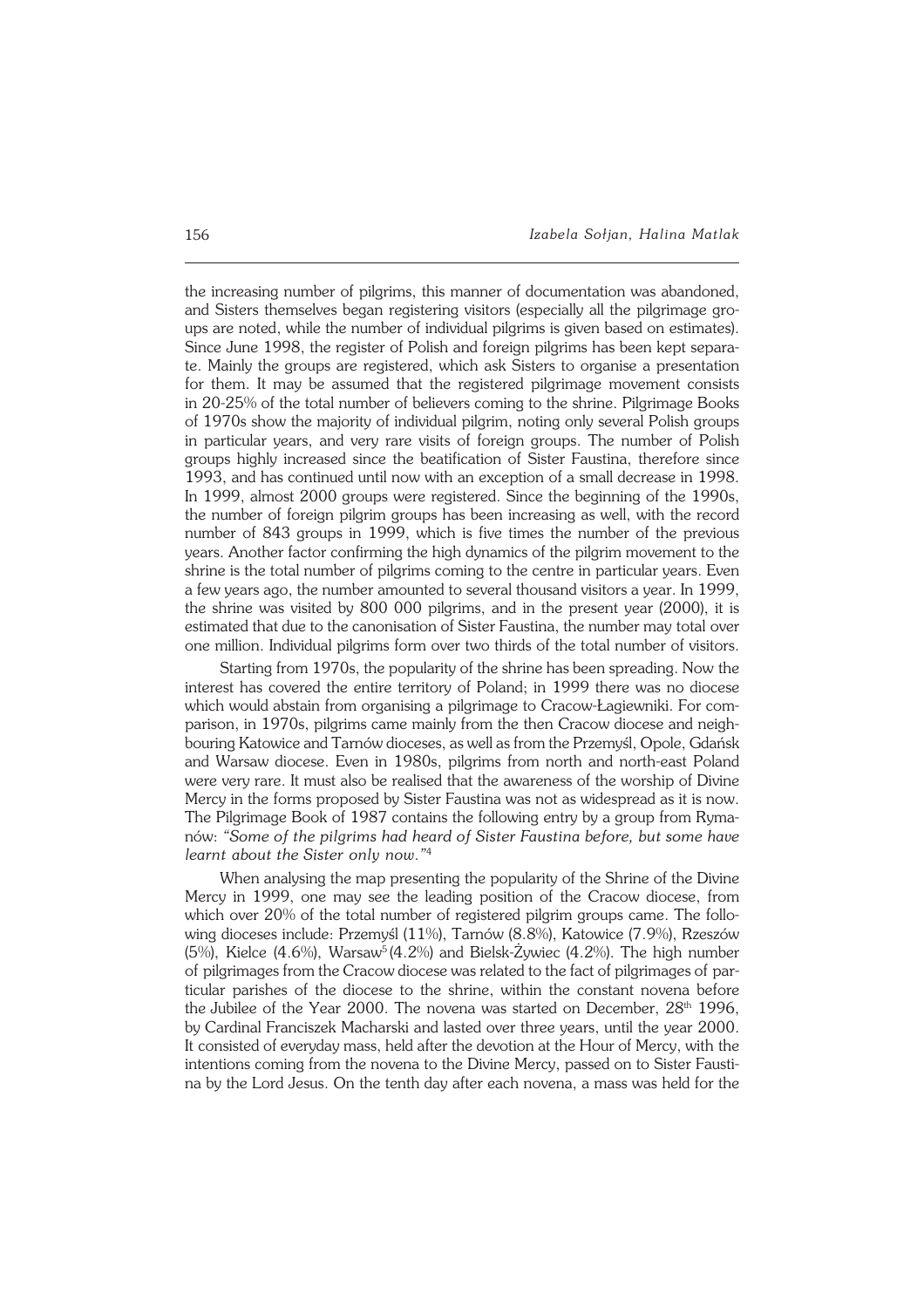the increasing number of pilgrims, this manner of documentation was abandoned, and Sisters themselves began registering visitors (especially all the pilgrimage groups are noted, while the number of individual pilgrims is given based on estimates). Since June 1998, the register of Polish and foreign pilgrims has been kept separate. Mainly the groups are registered, which ask Sisters to organise a presentation for them. It may be assumed that the registered pilgrimage movement consists in 20-25% of the total number of believers coming to the shrine. Pilgrimage Books of 1970s show the majority of individual pilgrim, noting only several Polish groups in particular years, and very rare visits of foreign groups. The number of Polish groups highly increased since the beatification of Sister Faustina, therefore since 1993, and has continued until now with an exception of a small decrease in 1998. In 1999, almost 2000 groups were registered. Since the beginning of the 1990s, the number of foreign pilgrim groups has been increasing as well, with the record number of 843 groups in 1999, which is five times the number of the previous years. Another factor confirming the high dynamics of the pilgrim movement to the shrine is the total number of pilgrims coming to the centre in particular years. Even a few years ago, the number amounted to several thousand visitors a year. In 1999, the shrine was visited by 800 000 pilgrims, and in the present year (2000), it is estimated that due to the canonisation of Sister Faustina, the number may total over one million. Individual pilgrims form over two thirds of the total number of visitors.

Starting from 1970s, the popularity of the shrine has been spreading. Now the interest has covered the entire territory of Poland; in 1999 there was no diocese which would abstain from organising a pilgrimage to Cracow-Łagiewniki. For comparison, in 1970s, pilgrims came mainly from the then Cracow diocese and neighbouring Katowice and Tarnów dioceses, as well as from the Przemyśl, Opole, Gdańsk and Warsaw diocese. Even in 1980s, pilgrims from north and north-east Poland were very rare. It must also be realised that the awareness of the worship of Divine Mercy in the forms proposed by Sister Faustina was not as widespread as it is now. The Pilgrimage Book of 1987 contains the following entry by a group from Rymanów: *"Some of the pilgrims had heard of Sister Faustina before, but some have learnt about the Sister only now."*[4]

When analysing the map presenting the popularity of the Shrine of the Divine Mercy in 1999, one may see the leading position of the Cracow diocese, from which over 20% of the total number of registered pilgrim groups came. The following dioceses include: Przemyśl (11%), Tarnów (8.8%), Katowice (7.9%), Rzeszów (5%), Kielce (4.6%), Warsaw[5] (4.2%) and Bielsk-Żywiec (4.2%). The high number of pilgrimages from the Cracow diocese was related to the fact of pilgrimages of particular parishes of the diocese to the shrine, within the constant novena before the Jubilee of the Year 2000. The novena was started on December, 28th 1996, by Cardinal Franciszek Macharski and lasted over three years, until the year 2000. It consisted of everyday mass, held after the devotion at the Hour of Mercy, with the intentions coming from the novena to the Divine Mercy, passed on to Sister Faustina by the Lord Jesus. On the tenth day after each novena, a mass was held for the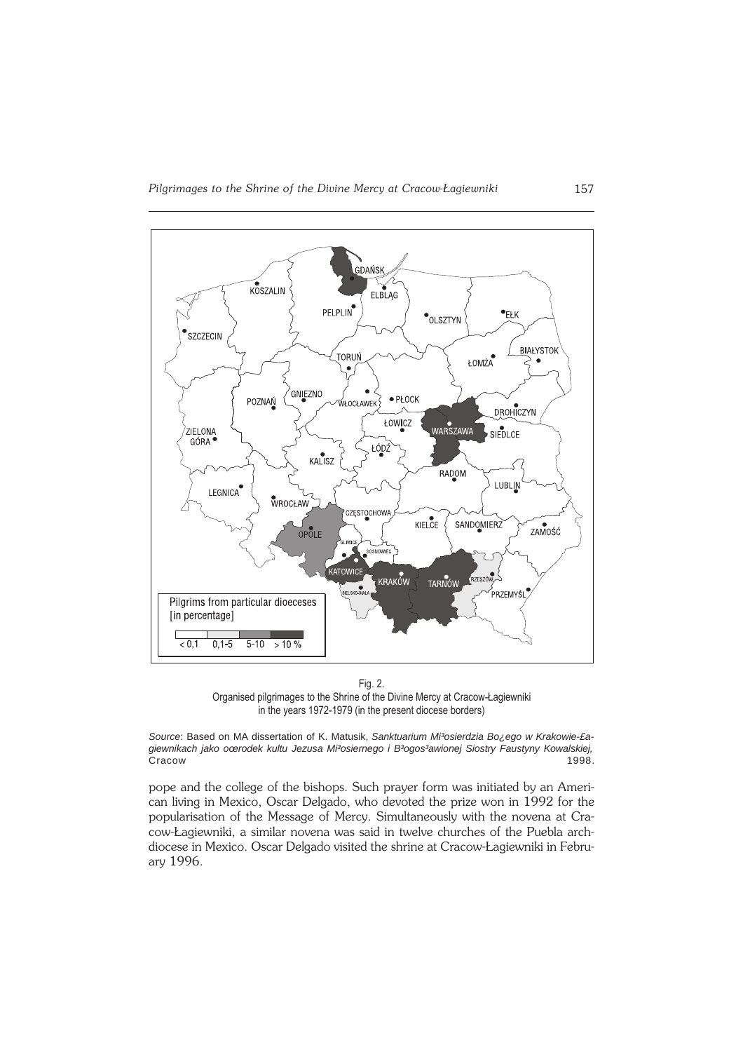Fig. 2.
Organised pilgrimages to the Shrine of the Divine Mercy at Cracow-Łagiewniki in the years 1972-1979 (in the present diocese borders)

*Source*: Based on MA dissertation of K. Matusik, *Sanktuarium Mi³osierdzia Bo¿ego w Krakowie-£agiewnikach jako oœrodek kultu Jezusa Mi³osiernego i B³ogos³awionej Siostry Faustyny Kowalskiej,* Cracow 1998.

pope and the college of the bishops. Such prayer form was initiated by an American living in Mexico, Oscar Delgado, who devoted the prize won in 1992 for the popularisation of the Message of Mercy. Simultaneously with the novena at Cracow-Łagiewniki, a similar novena was said in twelve churches of the Puebla archdiocese in Mexico. Oscar Delgado visited the shrine at Cracow-Łagiewniki in February 1996.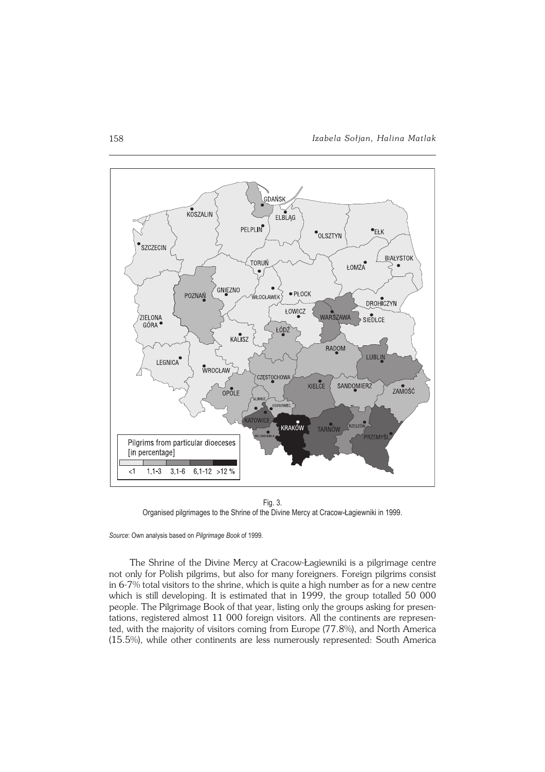Fig. 3.
Organised pilgrimages to the Shrine of the Divine Mercy at Cracow-Łagiewniki in 1999.

*Source*: Own analysis based on *Pilgrimage Book* of 1999.

The Shrine of the Divine Mercy at Cracow-Łagiewniki is a pilgrimage centre not only for Polish pilgrims, but also for many foreigners. Foreign pilgrims consist in 6-7% total visitors to the shrine, which is quite a high number as for a new centre which is still developing. It is estimated that in 1999, the group totalled 50 000 people. The Pilgrimage Book of that year, listing only the groups asking for presentations, registered almost 11 000 foreign visitors. All the continents are represented, with the majority of visitors coming from Europe (77.8%), and North America (15.5%), while other continents are less numerously represented: South America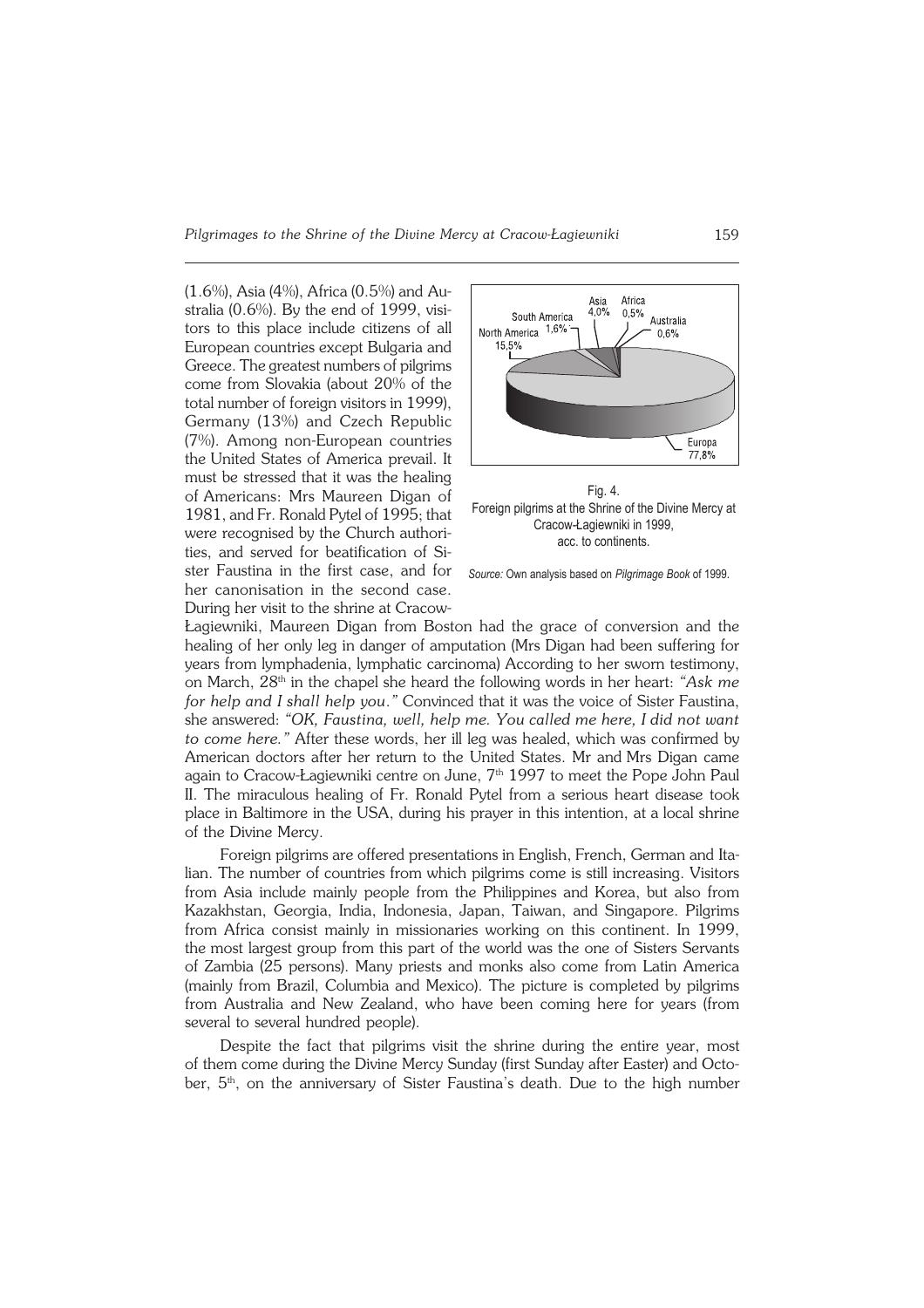(1.6%), Asia (4%), Africa (0.5%) and Australia (0.6%). By the end of 1999, visitors to this place include citizens of all European countries except Bulgaria and Greece. The greatest numbers of pilgrims come from Slovakia (about 20% of the total number of foreign visitors in 1999), Germany (13%) and Czech Republic (7%). Among non-European countries the United States of America prevail. It must be stressed that it was the healing of Americans: Mrs Maureen Digan of 1981, and Fr. Ronald Pytel of 1995; that were recognised by the Church authorities, and served for beatification of Sister Faustina in the first case, and for her canonisation in the second case. During her visit to the shrine at Cracow-Łagiewniki, Maureen Digan from Boston had the grace of conversion and the healing of her only leg in danger of amputation (Mrs Digan had been suffering for years from lymphadenia, lymphatic carcinoma) According to her sworn testimony, on March, 28[th] in the chapel she heard the following words in her heart: *"Ask me for help and I shall help you."* Convinced that it was the voice of Sister Faustina, she answered: *"OK, Faustina, well, help me. You called me here, I did not want to come here."* After these words, her ill leg was healed, which was confirmed by American doctors after her return to the United States. Mr and Mrs Digan came again to Cracow-Łagiewniki centre on June, 7[th] 1997 to meet the Pope John Paul II. The miraculous healing of Fr. Ronald Pytel from a serious heart disease took place in Baltimore in the USA, during his prayer in this intention, at a local shrine of the Divine Mercy.

Asia 4,0% | Africa 0,5% | South America 1,6% | Australia 0,6% | North America 15,5% | Europa 77,8%

Fig. 4.
Foreign pilgrims at the Shrine of the Divine Mercy at Cracow-Łagiewniki in 1999, acc. to continents.

*Source:* Own analysis based on *Pilgrimage Book* of 1999.

Foreign pilgrims are offered presentations in English, French, German and Italian. The number of countries from which pilgrims come is still increasing. Visitors from Asia include mainly people from the Philippines and Korea, but also from Kazakhstan, Georgia, India, Indonesia, Japan, Taiwan, and Singapore. Pilgrims from Africa consist mainly in missionaries working on this continent. In 1999, the most largest group from this part of the world was the one of Sisters Servants of Zambia (25 persons). Many priests and monks also come from Latin America (mainly from Brazil, Columbia and Mexico). The picture is completed by pilgrims from Australia and New Zealand, who have been coming here for years (from several to several hundred people).

Despite the fact that pilgrims visit the shrine during the entire year, most of them come during the Divine Mercy Sunday (first Sunday after Easter) and October, 5[th], on the anniversary of Sister Faustina's death. Due to the high number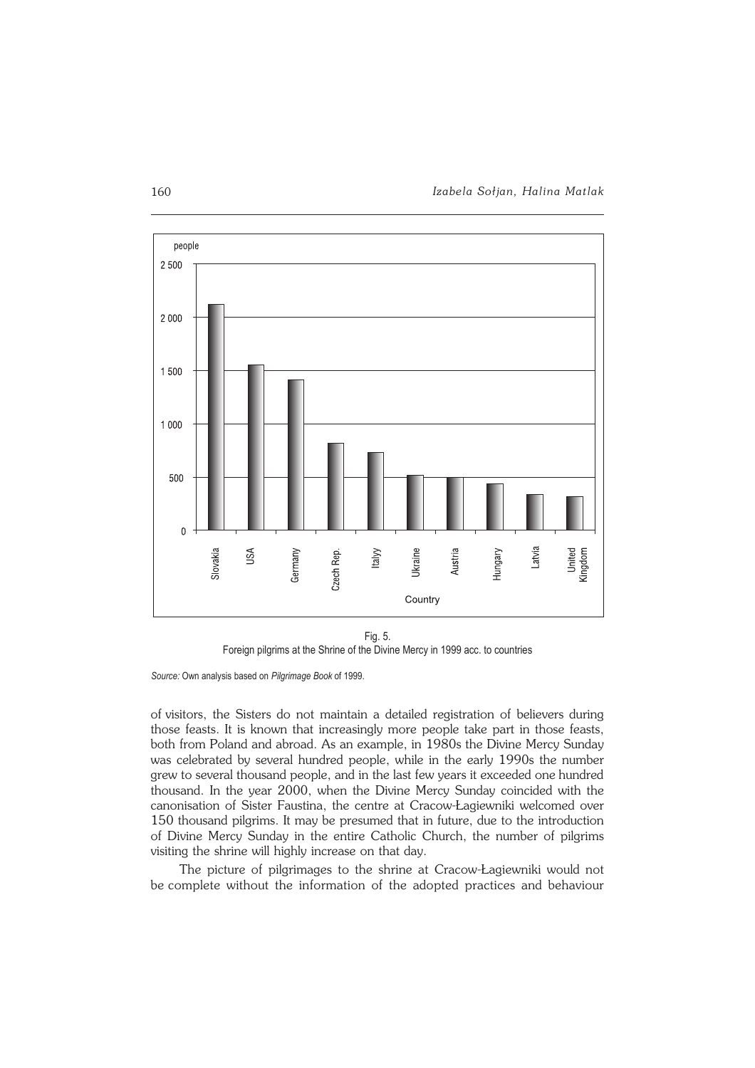Fig. 5.
Foreign pilgrims at the Shrine of the Divine Mercy in 1999 acc. to countries

*Source:* Own analysis based on *Pilgrimage Book* of 1999.

of visitors, the Sisters do not maintain a detailed registration of believers during those feasts. It is known that increasingly more people take part in those feasts, both from Poland and abroad. As an example, in 1980s the Divine Mercy Sunday was celebrated by several hundred people, while in the early 1990s the number grew to several thousand people, and in the last few years it exceeded one hundred thousand. In the year 2000, when the Divine Mercy Sunday coincided with the canonisation of Sister Faustina, the centre at Cracow-Łagiewniki welcomed over 150 thousand pilgrims. It may be presumed that in future, due to the introduction of Divine Mercy Sunday in the entire Catholic Church, the number of pilgrims visiting the shrine will highly increase on that day.

The picture of pilgrimages to the shrine at Cracow-Łagiewniki would not be complete without the information of the adopted practices and behaviour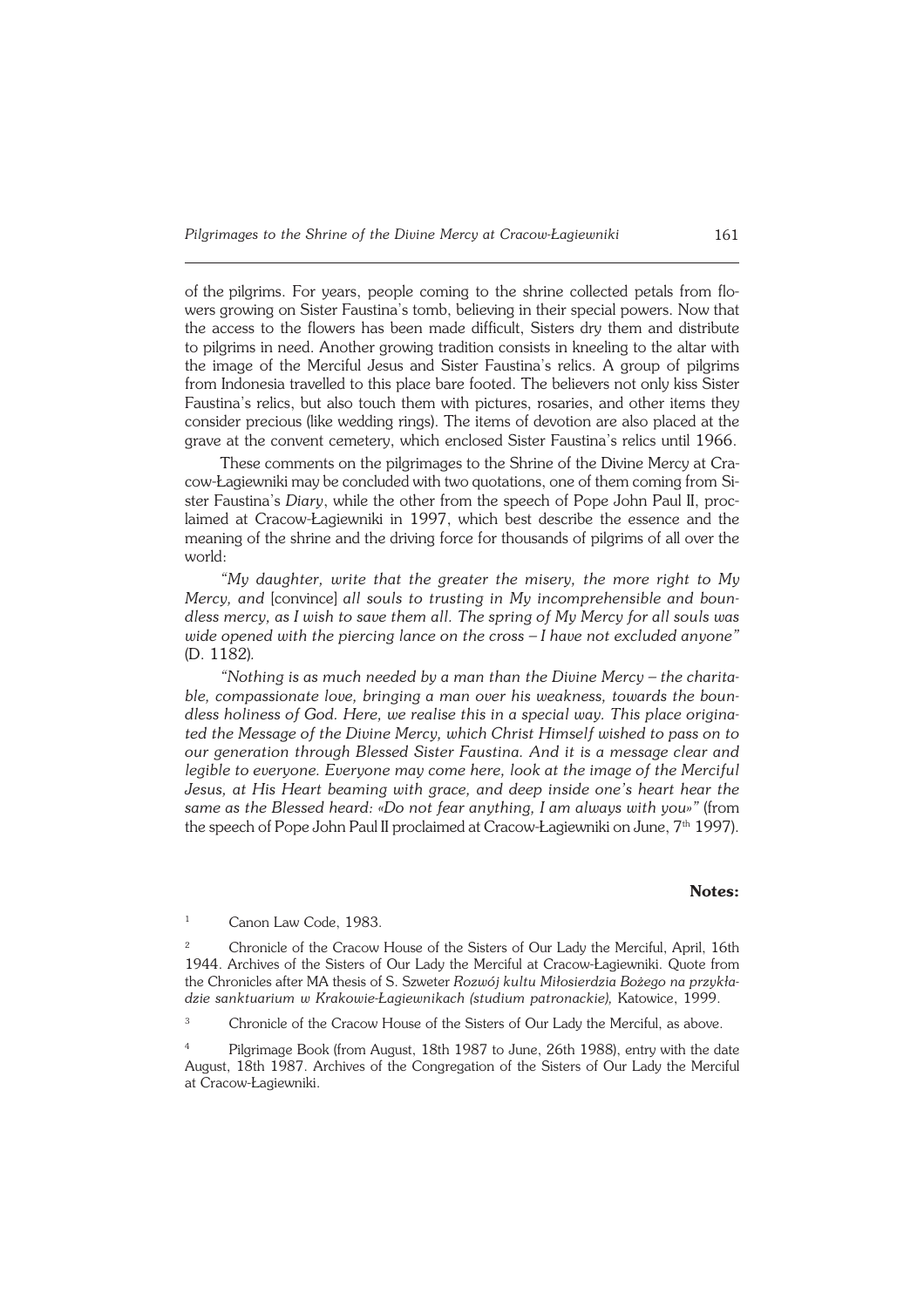of the pilgrims. For years, people coming to the shrine collected petals from flowers growing on Sister Faustina's tomb, believing in their special powers. Now that the access to the flowers has been made difficult, Sisters dry them and distribute to pilgrims in need. Another growing tradition consists in kneeling to the altar with the image of the Merciful Jesus and Sister Faustina's relics. A group of pilgrims from Indonesia travelled to this place bare footed. The believers not only kiss Sister Faustina's relics, but also touch them with pictures, rosaries, and other items they consider precious (like wedding rings). The items of devotion are also placed at the grave at the convent cemetery, which enclosed Sister Faustina's relics until 1966.

These comments on the pilgrimages to the Shrine of the Divine Mercy at Cracow-Łagiewniki may be concluded with two quotations, one of them coming from Sister Faustina's *Diary*, while the other from the speech of Pope John Paul II, proclaimed at Cracow-Łagiewniki in 1997, which best describe the essence and the meaning of the shrine and the driving force for thousands of pilgrims of all over the world:

*"My daughter, write that the greater the misery, the more right to My Mercy, and* [convince] *all souls to trusting in My incomprehensible and boundless mercy, as I wish to save them all. The spring of My Mercy for all souls was wide opened with the piercing lance on the cross – I have not excluded anyone"* (D. 1182).

*"Nothing is as much needed by a man than the Divine Mercy – the charitable, compassionate love, bringing a man over his weakness, towards the boundless holiness of God. Here, we realise this in a special way. This place originated the Message of the Divine Mercy, which Christ Himself wished to pass on to our generation through Blessed Sister Faustina. And it is a message clear and legible to everyone. Everyone may come here, look at the image of the Merciful Jesus, at His Heart beaming with grace, and deep inside one's heart hear the same as the Blessed heard: «Do not fear anything, I am always with you»"* (from the speech of Pope John Paul II proclaimed at Cracow-Łagiewniki on June, 7th 1997).

## Notes:

[1] Canon Law Code, 1983.

[2] Chronicle of the Cracow House of the Sisters of Our Lady the Merciful, April, 16th 1944. Archives of the Sisters of Our Lady the Merciful at Cracow-Łagiewniki. Quote from the Chronicles after MA thesis of S. Szweter *Rozwój kultu Miłosierdzia Bożego na przykładzie sanktuarium w Krakowie-Łagiewnikach (studium patronackie),* Katowice, 1999.

[3] Chronicle of the Cracow House of the Sisters of Our Lady the Merciful, as above.

[4] Pilgrimage Book (from August, 18th 1987 to June, 26th 1988), entry with the date August, 18th 1987. Archives of the Congregation of the Sisters of Our Lady the Merciful at Cracow-Łagiewniki.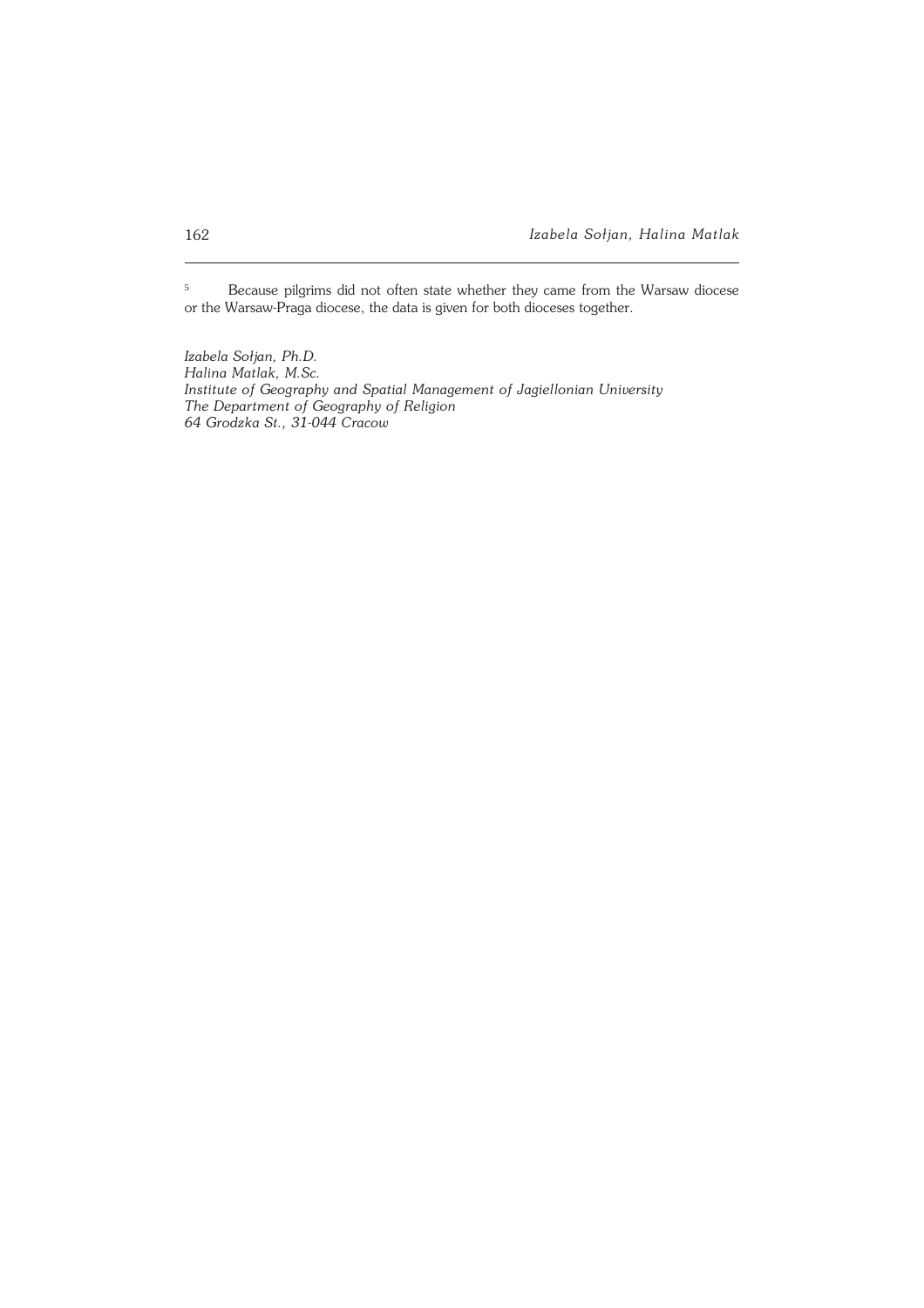[5] Because pilgrims did not often state whether they came from the Warsaw diocese or the Warsaw-Praga diocese, the data is given for both dioceses together.

*Izabela Sołjan, Ph.D.*
*Halina Matlak, M.Sc.*
*Institute of Geography and Spatial Management of Jagiellonian University*
*The Department of Geography of Religion*
*64 Grodzka St., 31-044 Cracow*